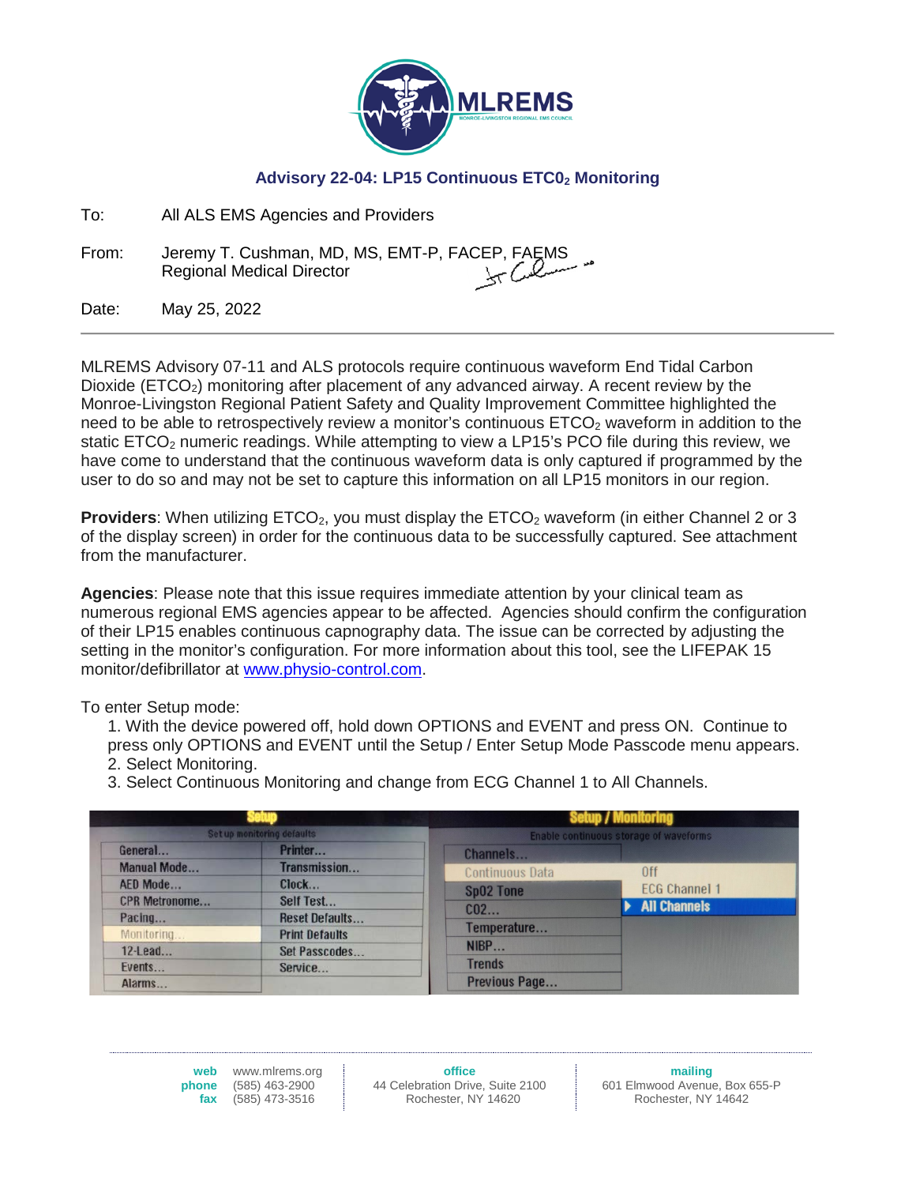MLREMS

MONROE-LIVINGSTON REGIONAL EMS COUNCIL

## Advisory 22-04: LP15 Continuous $ETCO_2$ Monitoring

To: All ALS EMS Agencies and Providers

From: Jeremy T. Cushman, MD, MS, EMT-P, FACEP, FAEMS
Regional Medical Director

Date: May 25, 2022

---

MLREMS Advisory 07-11 and ALS protocols require continuous waveform End Tidal Carbon Dioxide ($ETCO_2$) monitoring after placement of any advanced airway. A recent review by the Monroe-Livingston Regional Patient Safety and Quality Improvement Committee highlighted the need to be able to retrospectively review a monitor's continuous $ETCO_2$ waveform in addition to the static $ETCO_2$ numeric readings. While attempting to view a LP15's PCO file during this review, we have come to understand that the continuous waveform data is only captured if programmed by the user to do so and may not be set to capture this information on all LP15 monitors in our region.

**Providers**: When utilizing $ETCO_2$, you must display the $ETCO_2$ waveform (in either Channel 2 or 3 of the display screen) in order for the continuous data to be successfully captured. See attachment from the manufacturer.

**Agencies**: Please note that this issue requires immediate attention by your clinical team as numerous regional EMS agencies appear to be affected. Agencies should confirm the configuration of their LP15 enables continuous capnography data. The issue can be corrected by adjusting the setting in the monitor's configuration. For more information about this tool, see the LIFEPAK 15 monitor/defibrillator at [www.physio-control.com](www.physio-control.com).

To enter Setup mode:

1. With the device powered off, hold down OPTIONS and EVENT and press ON. Continue to press only OPTIONS and EVENT until the Setup / Enter Setup Mode Passcode menu appears.
2. Select Monitoring.
3. Select Continuous Monitoring and change from ECG Channel 1 to All Channels.

**Setup** — Setup monitoring defaults

| | |
|---|---|
| General... | Printer... |
| Manual Mode... | Transmission... |
| AED Mode... | Clock... |
| CPR Metronome... | Self Test... |
| Pacing... | Reset Defaults... |
| Monitoring... | Print Defaults |
| 12-Lead... | Set Passcodes... |
| Events... | Service... |
| Alarms... | |

**Setup / Monitoring** — Enable continuous storage of waveforms

| | |
|---|---|
| Channels... | |
| Continuous Data | Off |
| SpO2 Tone | ECG Channel 1 |
| CO2... | All Channels |
| Temperature... | |
| NIBP... | |
| Trends | |
| Previous Page... | |

**web** www.mlrems.org
**phone** (585) 463-2900
**fax** (585) 473-3516

**office**
44 Celebration Drive, Suite 2100
Rochester, NY 14620

**mailing**
601 Elmwood Avenue, Box 655-P
Rochester, NY 14642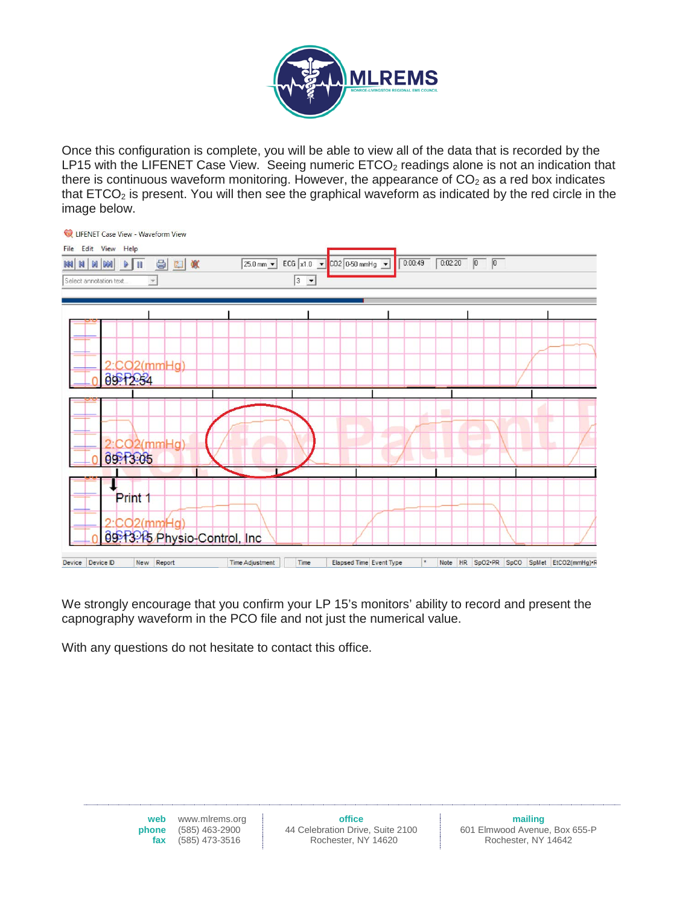Once this configuration is complete, you will be able to view all of the data that is recorded by the LP15 with the LIFENET Case View. Seeing numeric $ETCO_2$ readings alone is not an indication that there is continuous waveform monitoring. However, the appearance of $CO_2$ as a red box indicates that $ETCO_2$ is present. You will then see the graphical waveform as indicated by the red circle in the image below.

We strongly encourage that you confirm your LP 15's monitors' ability to record and present the capnography waveform in the PCO file and not just the numerical value.

With any questions do not hesitate to contact this office.

**web** www.mlrems.org
**phone** (585) 463-2900
**fax** (585) 473-3516

**office**
44 Celebration Drive, Suite 2100
Rochester, NY 14620

**mailing**
601 Elmwood Avenue, Box 655-P
Rochester, NY 14642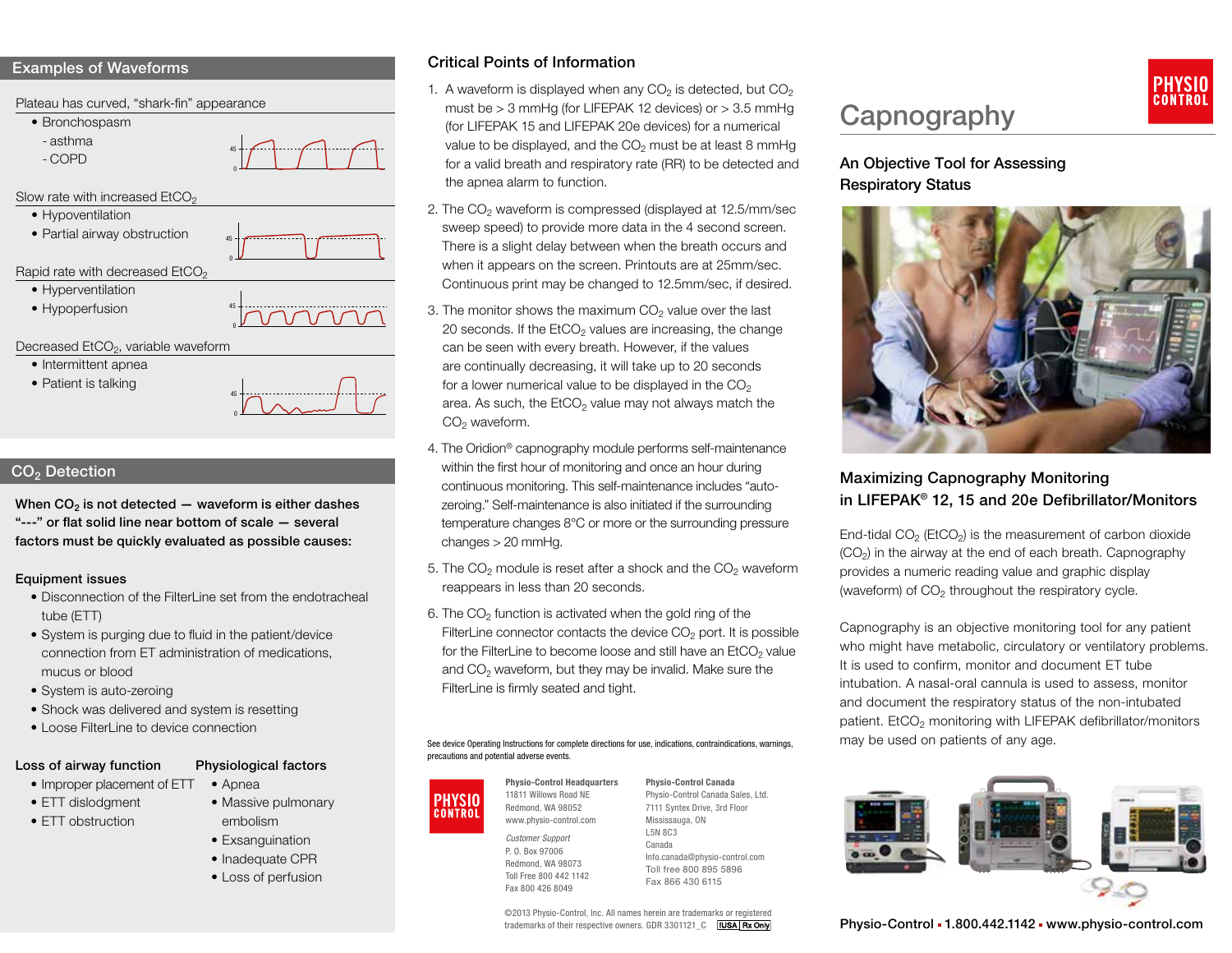## Examples of Waveforms

**Plateau has curved, "shark-fin" appearance**

- Bronchospasm
  - asthma
  - COPD

**Slow rate with increased $EtCO_2$**

- Hypoventilation
- Partial airway obstruction

**Rapid rate with decreased $EtCO_2$**

- Hyperventilation
- Hypoperfusion

**Decreased $EtCO_2$, variable waveform**

- Intermittent apnea
- Patient is talking

## $CO_2$ Detection

**When $CO_2$ is not detected — waveform is either dashes "---" or flat solid line near bottom of scale — several factors must be quickly evaluated as possible causes:**

**Equipment issues**

- Disconnection of the FilterLine set from the endotracheal tube (ETT)
- System is purging due to fluid in the patient/device connection from ET administration of medications, mucus or blood
- System is auto-zeroing
- Shock was delivered and system is resetting
- Loose FilterLine to device connection

**Loss of airway function**

- Improper placement of ETT
- ETT dislodgment
- ETT obstruction

**Physiological factors**

- Apnea
- Massive pulmonary embolism
- Exsanguination
- Inadequate CPR
- Loss of perfusion

## Critical Points of Information

1. A waveform is displayed when any $CO_2$ is detected, but $CO_2$ must be > 3 mmHg (for LIFEPAK 12 devices) or > 3.5 mmHg (for LIFEPAK 15 and LIFEPAK 20e devices) for a numerical value to be displayed, and the $CO_2$ must be at least 8 mmHg for a valid breath and respiratory rate (RR) to be detected and the apnea alarm to function.
2. The $CO_2$ waveform is compressed (displayed at 12.5/mm/sec sweep speed) to provide more data in the 4 second screen. There is a slight delay between when the breath occurs and when it appears on the screen. Printouts are at 25mm/sec. Continuous print may be changed to 12.5mm/sec, if desired.
3. The monitor shows the maximum $CO_2$ value over the last 20 seconds. If the $EtCO_2$ values are increasing, the change can be seen with every breath. However, if the values are continually decreasing, it will take up to 20 seconds for a lower numerical value to be displayed in the $CO_2$ area. As such, the $EtCO_2$ value may not always match the $CO_2$ waveform.
4. The Oridion® capnography module performs self-maintenance within the first hour of monitoring and once an hour during continuous monitoring. This self-maintenance includes "auto-zeroing." Self-maintenance is also initiated if the surrounding temperature changes 8°C or more or the surrounding pressure changes > 20 mmHg.
5. The $CO_2$ module is reset after a shock and the $CO_2$ waveform reappears in less than 20 seconds.
6. The $CO_2$ function is activated when the gold ring of the FilterLine connector contacts the device $CO_2$ port. It is possible for the FilterLine to become loose and still have an $EtCO_2$ value and $CO_2$ waveform, but they may be invalid. Make sure the FilterLine is firmly seated and tight.

See device Operating Instructions for complete directions for use, indications, contraindications, warnings, precautions and potential adverse events.

PHYSIO CONTROL

**Physio-Control Headquarters**
11811 Willows Road NE
Redmond, WA 98052
www.physio-control.com

*Customer Support*
P. O. Box 97006
Redmond, WA 98073
Toll Free 800 442 1142
Fax 800 426 8049

**Physio-Control Canada**
Physio-Control Canada Sales, Ltd.
7111 Syntex Drive, 3rd Floor
Mississauga, ON
L5N 8C3
Canada
Info.canada@physio-control.com
Toll free 800 895 5896
Fax 866 430 6115

©2013 Physio-Control, Inc. All names herein are trademarks or registered trademarks of their respective owners. GDR 3301121_C USA Rx Only

PHYSIO CONTROL

# Capnography

## An Objective Tool for Assessing Respiratory Status

## Maximizing Capnography Monitoring in LIFEPAK® 12, 15 and 20e Defibrillator/Monitors

End-tidal $CO_2$ ($EtCO_2$) is the measurement of carbon dioxide ($CO_2$) in the airway at the end of each breath. Capnography provides a numeric reading value and graphic display (waveform) of $CO_2$ throughout the respiratory cycle.

Capnography is an objective monitoring tool for any patient who might have metabolic, circulatory or ventilatory problems. It is used to confirm, monitor and document ET tube intubation. A nasal-oral cannula is used to assess, monitor and document the respiratory status of the non-intubated patient. $EtCO_2$ monitoring with LIFEPAK defibrillator/monitors may be used on patients of any age.

Physio-Control • 1.800.442.1142 • www.physio-control.com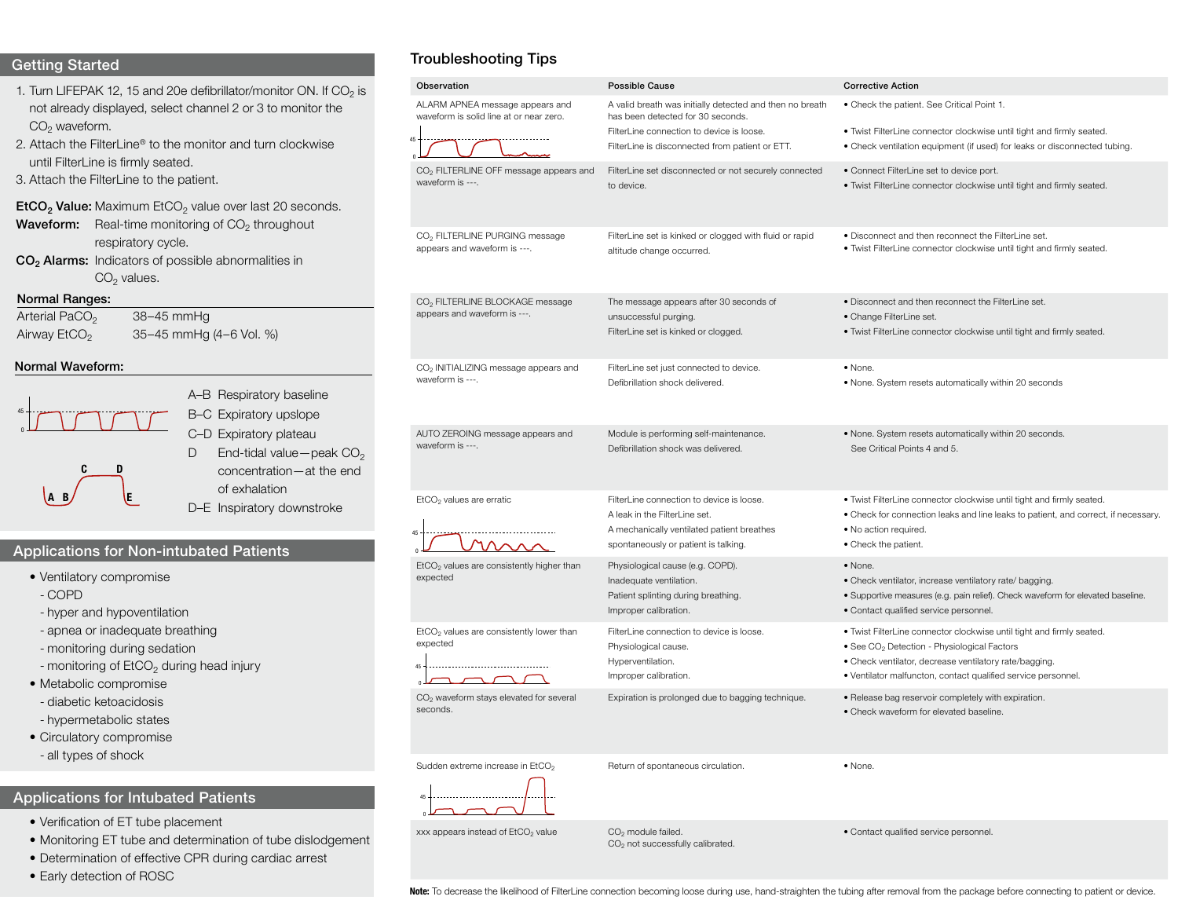## Getting Started

1. Turn LIFEPAK 12, 15 and 20e defibrillator/monitor ON. If $CO_2$ is not already displayed, select channel 2 or 3 to monitor the $CO_2$ waveform.
2. Attach the FilterLine® to the monitor and turn clockwise until FilterLine is firmly seated.
3. Attach the FilterLine to the patient.

**$EtCO_2$ Value:** Maximum $EtCO_2$ value over last 20 seconds.

**Waveform:** Real-time monitoring of $CO_2$ throughout respiratory cycle.

**$CO_2$ Alarms:** Indicators of possible abnormalities in $CO_2$ values.

**Normal Ranges:**

| | |
|---|---|
| Arterial $PaCO_2$ | 38–45 mmHg |
| Airway $EtCO_2$ | 35–45 mmHg (4–6 Vol. %) |

**Normal Waveform:**

45
0

C D
A B E

- A–B Respiratory baseline
- B–C Expiratory upslope
- C–D Expiratory plateau
- D End-tidal value—peak $CO_2$ concentration—at the end of exhalation
- D–E Inspiratory downstroke

## Applications for Non-intubated Patients

- Ventilatory compromise
  - COPD
  - hyper and hypoventilation
  - apnea or inadequate breathing
  - monitoring during sedation
  - monitoring of $EtCO_2$ during head injury
- Metabolic compromise
  - diabetic ketoacidosis
  - hypermetabolic states
- Circulatory compromise
  - all types of shock

## Applications for Intubated Patients

- Verification of ET tube placement
- Monitoring ET tube and determination of tube dislodgement
- Determination of effective CPR during cardiac arrest
- Early detection of ROSC

## Troubleshooting Tips

| Observation | Possible Cause | Corrective Action |
|---|---|---|
| ALARM APNEA message appears and waveform is solid line at or near zero. | A valid breath was initially detected and then no breath has been detected for 30 seconds.<br>FilterLine connection to device is loose.<br>FilterLine is disconnected from patient or ETT. | • Check the patient. See Critical Point 1.<br>• Twist FilterLine connector clockwise until tight and firmly seated.<br>• Check ventilation equipment (if used) for leaks or disconnected tubing. |
| $CO_2$ FILTERLINE OFF message appears and waveform is ---. | FilterLine set disconnected or not securely connected to device. | • Connect FilterLine set to device port.<br>• Twist FilterLine connector clockwise until tight and firmly seated. |
| $CO_2$ FILTERLINE PURGING message appears and waveform is ---. | FilterLine set is kinked or clogged with fluid or rapid altitude change occurred. | • Disconnect and then reconnect the FilterLine set.<br>• Twist FilterLine connector clockwise until tight and firmly seated. |
| $CO_2$ FILTERLINE BLOCKAGE message appears and waveform is ---. | The message appears after 30 seconds of unsuccessful purging.<br>FilterLine set is kinked or clogged. | • Disconnect and then reconnect the FilterLine set.<br>• Change FilterLine set.<br>• Twist FilterLine connector clockwise until tight and firmly seated. |
| $CO_2$ INITIALIZING message appears and waveform is ---. | FilterLine set just connected to device.<br>Defibrillation shock delivered. | • None.<br>• None. System resets automatically within 20 seconds |
| AUTO ZEROING message appears and waveform is ---. | Module is performing self-maintenance.<br>Defibrillation shock was delivered. | • None. System resets automatically within 20 seconds.<br>See Critical Points 4 and 5. |
| $EtCO_2$ values are erratic | FilterLine connection to device is loose.<br>A leak in the FilterLine set.<br>A mechanically ventilated patient breathes spontaneously or patient is talking. | • Twist FilterLine connector clockwise until tight and firmly seated.<br>• Check for connection leaks and line leaks to patient, and correct, if necessary.<br>• No action required.<br>• Check the patient. |
| $EtCO_2$ values are consistently higher than expected | Physiological cause (e.g. COPD).<br>Inadequate ventilation.<br>Patient splinting during breathing.<br>Improper calibration. | • None.<br>• Check ventilator, increase ventilatory rate/ bagging.<br>• Supportive measures (e.g. pain relief). Check waveform for elevated baseline.<br>• Contact qualified service personnel. |
| $EtCO_2$ values are consistently lower than expected | FilterLine connection to device is loose.<br>Physiological cause.<br>Hyperventilation.<br>Improper calibration. | • Twist FilterLine connector clockwise until tight and firmly seated.<br>• See $CO_2$ Detection - Physiological Factors<br>• Check ventilator, decrease ventilatory rate/bagging.<br>• Ventilator malfuncton, contact qualified service personnel. |
| $CO_2$ waveform stays elevated for several seconds. | Expiration is prolonged due to bagging technique. | • Release bag reservoir completely with expiration.<br>• Check waveform for elevated baseline. |
| Sudden extreme increase in $EtCO_2$ | Return of spontaneous circulation. | • None. |
| xxx appears instead of $EtCO_2$ value | $CO_2$ module failed.<br>$CO_2$ not successfully calibrated. | • Contact qualified service personnel. |

**Note:** To decrease the likelihood of FilterLine connection becoming loose during use, hand-straighten the tubing after removal from the package before connecting to patient or device.